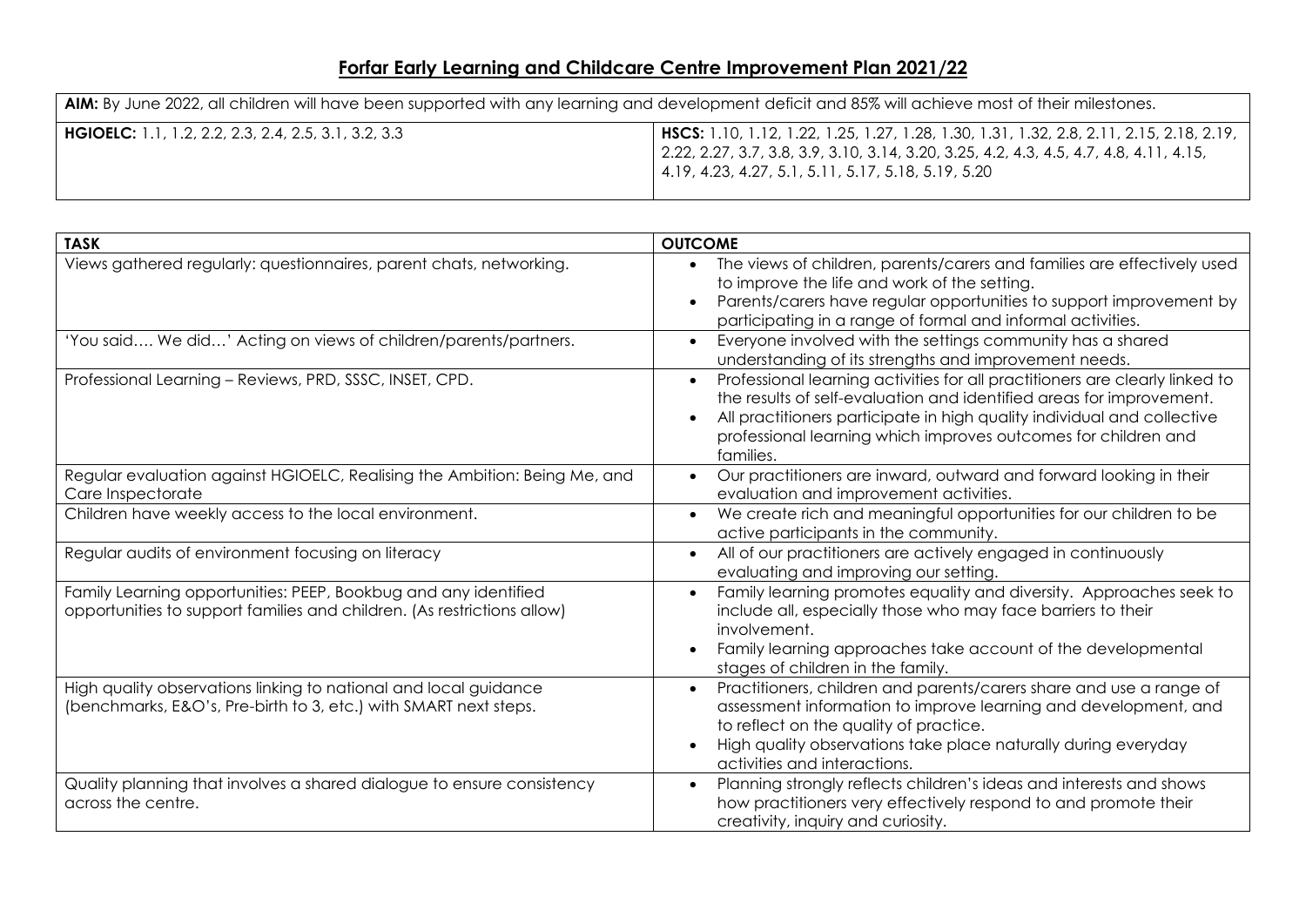# Forfar Early Learning and Childcare Centre Improvement Plan 2021/22

| **AIM:** By June 2022, all children will have been supported with any learning and development deficit and 85% will achieve most of their milestones. | |
|---|---|
| **HGIOELC:** 1.1, 1.2, 2.2, 2.3, 2.4, 2.5, 3.1, 3.2, 3.3 | **HSCS:** 1.10, 1.12, 1.22, 1.25, 1.27, 1.28, 1.30, 1.31, 1.32, 2.8, 2.11, 2.15, 2.18, 2.19, 2.22, 2.27, 3.7, 3.8, 3.9, 3.10, 3.14, 3.20, 3.25, 4.2, 4.3, 4.5, 4.7, 4.8, 4.11, 4.15, 4.19, 4.23, 4.27, 5.1, 5.11, 5.17, 5.18, 5.19, 5.20 |

| TASK | OUTCOME |
|---|---|
| Views gathered regularly: questionnaires, parent chats, networking. | • The views of children, parents/carers and families are effectively used to improve the life and work of the setting.<br>• Parents/carers have regular opportunities to support improvement by participating in a range of formal and informal activities. |
| 'You said…. We did…' Acting on views of children/parents/partners. | • Everyone involved with the settings community has a shared understanding of its strengths and improvement needs. |
| Professional Learning – Reviews, PRD, SSSC, INSET, CPD. | • Professional learning activities for all practitioners are clearly linked to the results of self-evaluation and identified areas for improvement.<br>• All practitioners participate in high quality individual and collective professional learning which improves outcomes for children and families. |
| Regular evaluation against HGIOELC, Realising the Ambition: Being Me, and Care Inspectorate | • Our practitioners are inward, outward and forward looking in their evaluation and improvement activities. |
| Children have weekly access to the local environment. | • We create rich and meaningful opportunities for our children to be active participants in the community. |
| Regular audits of environment focusing on literacy | • All of our practitioners are actively engaged in continuously evaluating and improving our setting. |
| Family Learning opportunities: PEEP, Bookbug and any identified opportunities to support families and children. (As restrictions allow) | • Family learning promotes equality and diversity. Approaches seek to include all, especially those who may face barriers to their involvement.<br>• Family learning approaches take account of the developmental stages of children in the family. |
| High quality observations linking to national and local guidance (benchmarks, E&O's, Pre-birth to 3, etc.) with SMART next steps. | • Practitioners, children and parents/carers share and use a range of assessment information to improve learning and development, and to reflect on the quality of practice.<br>• High quality observations take place naturally during everyday activities and interactions. |
| Quality planning that involves a shared dialogue to ensure consistency across the centre. | • Planning strongly reflects children's ideas and interests and shows how practitioners very effectively respond to and promote their creativity, inquiry and curiosity. |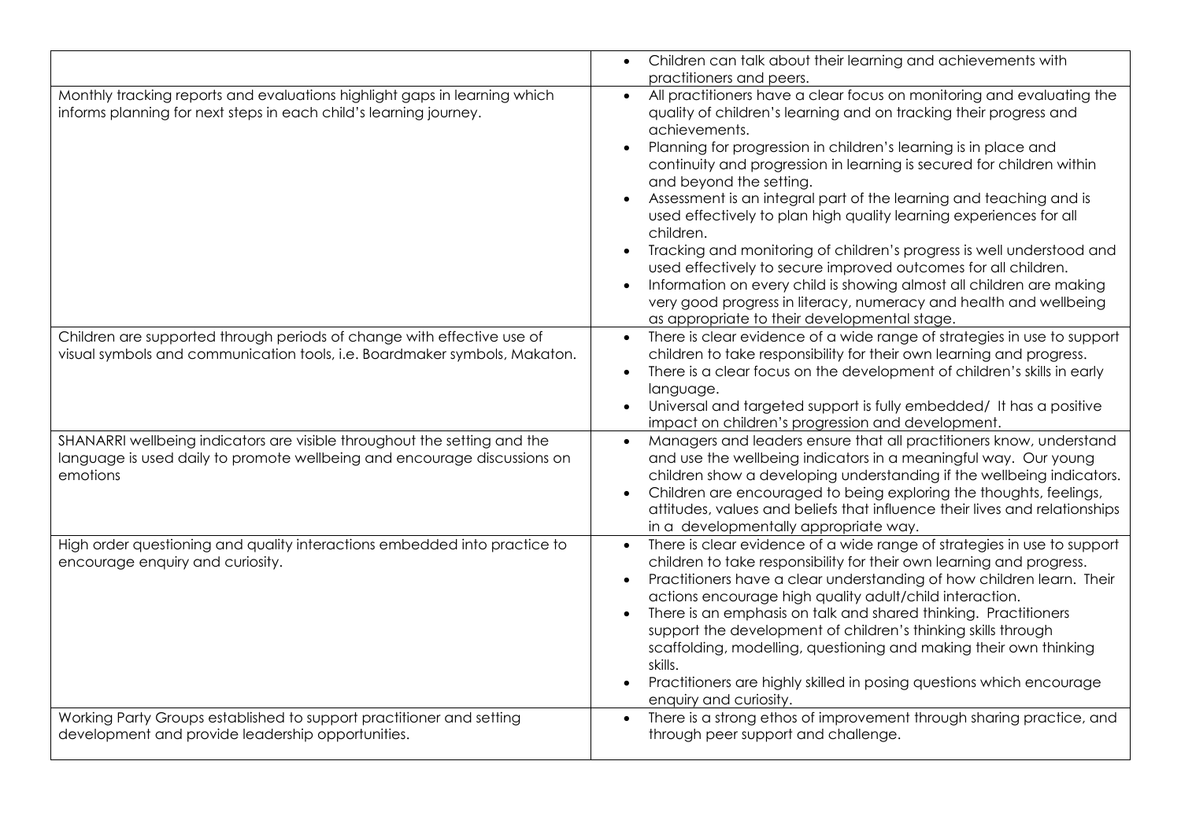| | |
|---|---|
| | • Children can talk about their learning and achievements with practitioners and peers. |
| Monthly tracking reports and evaluations highlight gaps in learning which informs planning for next steps in each child's learning journey. | • All practitioners have a clear focus on monitoring and evaluating the quality of children's learning and on tracking their progress and achievements.<br>• Planning for progression in children's learning is in place and continuity and progression in learning is secured for children within and beyond the setting.<br>• Assessment is an integral part of the learning and teaching and is used effectively to plan high quality learning experiences for all children.<br>• Tracking and monitoring of children's progress is well understood and used effectively to secure improved outcomes for all children.<br>• Information on every child is showing almost all children are making very good progress in literacy, numeracy and health and wellbeing as appropriate to their developmental stage. |
| Children are supported through periods of change with effective use of visual symbols and communication tools, i.e. Boardmaker symbols, Makaton. | • There is clear evidence of a wide range of strategies in use to support children to take responsibility for their own learning and progress.<br>• There is a clear focus on the development of children's skills in early language.<br>• Universal and targeted support is fully embedded/ It has a positive impact on children's progression and development. |
| SHANARRI wellbeing indicators are visible throughout the setting and the language is used daily to promote wellbeing and encourage discussions on emotions | • Managers and leaders ensure that all practitioners know, understand and use the wellbeing indicators in a meaningful way. Our young children show a developing understanding if the wellbeing indicators.<br>• Children are encouraged to being exploring the thoughts, feelings, attitudes, values and beliefs that influence their lives and relationships in a developmentally appropriate way. |
| High order questioning and quality interactions embedded into practice to encourage enquiry and curiosity. | • There is clear evidence of a wide range of strategies in use to support children to take responsibility for their own learning and progress.<br>• Practitioners have a clear understanding of how children learn. Their actions encourage high quality adult/child interaction.<br>• There is an emphasis on talk and shared thinking. Practitioners support the development of children's thinking skills through scaffolding, modelling, questioning and making their own thinking skills.<br>• Practitioners are highly skilled in posing questions which encourage enquiry and curiosity. |
| Working Party Groups established to support practitioner and setting development and provide leadership opportunities. | • There is a strong ethos of improvement through sharing practice, and through peer support and challenge. |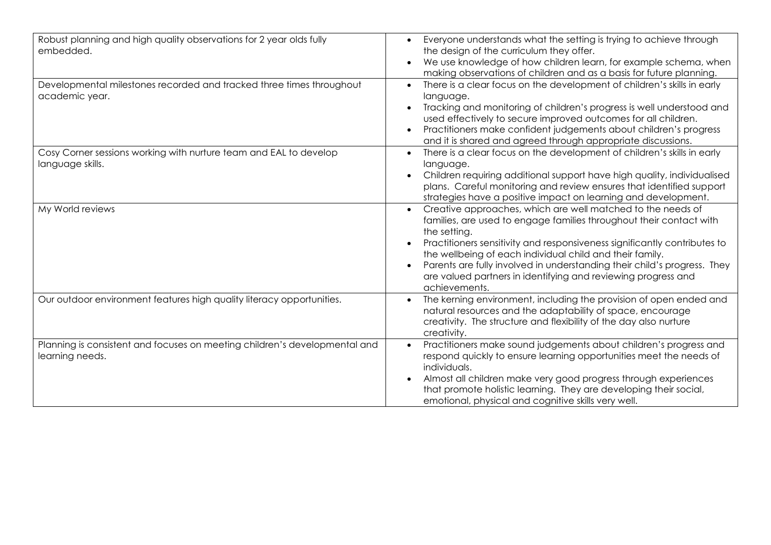| | |
|---|---|
| Robust planning and high quality observations for 2 year olds fully embedded. | • Everyone understands what the setting is trying to achieve through the design of the curriculum they offer.<br>• We use knowledge of how children learn, for example schema, when making observations of children and as a basis for future planning. |
| Developmental milestones recorded and tracked three times throughout academic year. | • There is a clear focus on the development of children's skills in early language.<br>• Tracking and monitoring of children's progress is well understood and used effectively to secure improved outcomes for all children.<br>• Practitioners make confident judgements about children's progress and it is shared and agreed through appropriate discussions. |
| Cosy Corner sessions working with nurture team and EAL to develop language skills. | • There is a clear focus on the development of children's skills in early language.<br>• Children requiring additional support have high quality, individualised plans. Careful monitoring and review ensures that identified support strategies have a positive impact on learning and development. |
| My World reviews | • Creative approaches, which are well matched to the needs of families, are used to engage families throughout their contact with the setting.<br>• Practitioners sensitivity and responsiveness significantly contributes to the wellbeing of each individual child and their family.<br>• Parents are fully involved in understanding their child's progress. They are valued partners in identifying and reviewing progress and achievements. |
| Our outdoor environment features high quality literacy opportunities. | • The kerning environment, including the provision of open ended and natural resources and the adaptability of space, encourage creativity. The structure and flexibility of the day also nurture creativity. |
| Planning is consistent and focuses on meeting children's developmental and learning needs. | • Practitioners make sound judgements about children's progress and respond quickly to ensure learning opportunities meet the needs of individuals.<br>• Almost all children make very good progress through experiences that promote holistic learning. They are developing their social, emotional, physical and cognitive skills very well. |